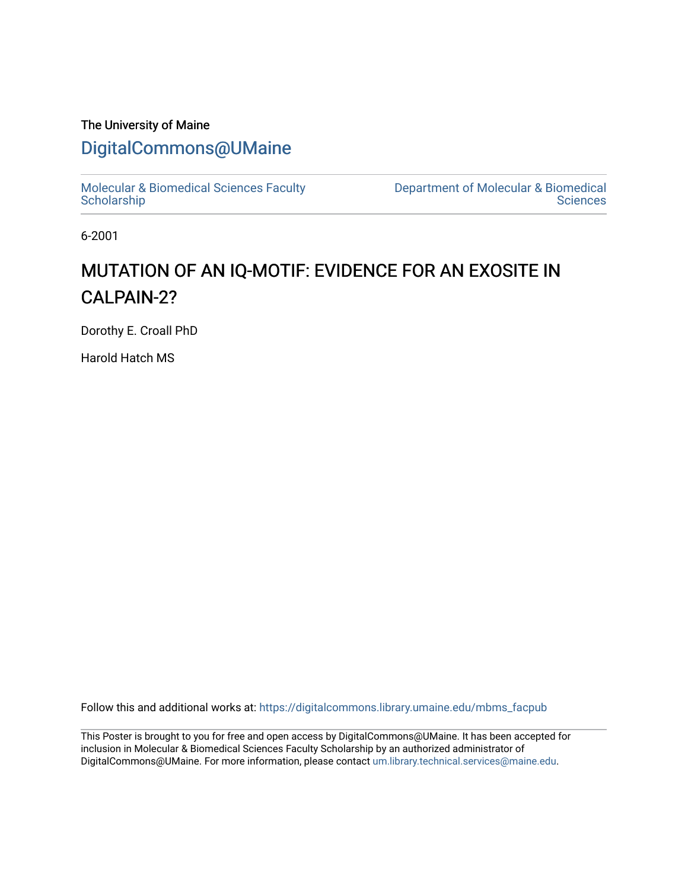The University of Maine

# DigitalCommons@UMaine

Molecular & Biomedical Sciences Faculty Scholarship

Department of Molecular & Biomedical Sciences

6-2001

# MUTATION OF AN IQ-MOTIF: EVIDENCE FOR AN EXOSITE IN CALPAIN-2?

Dorothy E. Croall PhD

Harold Hatch MS

Follow this and additional works at: https://digitalcommons.library.umaine.edu/mbms_facpub

This Poster is brought to you for free and open access by DigitalCommons@UMaine. It has been accepted for inclusion in Molecular & Biomedical Sciences Faculty Scholarship by an authorized administrator of DigitalCommons@UMaine. For more information, please contact um.library.technical.services@maine.edu.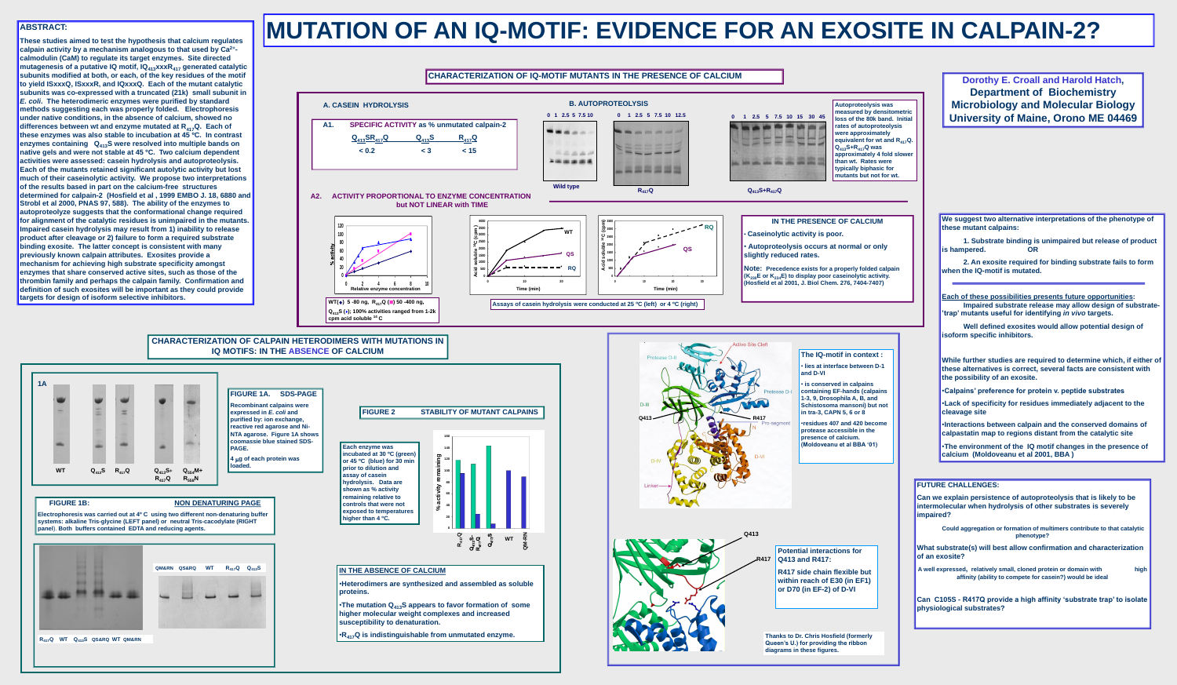# MUTATION OF AN IQ-MOTIF: EVIDENCE FOR AN EXOSITE IN CALPAIN-2?

**Dorothy E. Croall and Harold Hatch, Department of Biochemistry Microbiology and Molecular Biology University of Maine, Orono ME 04469**

## ABSTRACT:

**These studies aimed to test the hypothesis that calcium regulates calpain activity by a mechanism analogous to that used by $Ca^{2+}$-calmodulin (CaM) to regulate its target enzymes. Site directed mutagenesis of a putative IQ motif, $IQ_{413}xxxR_{417}$ generated catalytic subunits modified at both, or each, of the key residues of the motif to yield ISxxxQ, ISxxxR, and IQxxxQ. Each of the mutant catalytic subunits was co-expressed with a truncated (21k) small subunit in *E. coli*. The heterodimeric enzymes were purified by standard methods suggesting each was properly folded. Electrophoresis under native conditions, in the absence of calcium, showed no differences between wt and enzyme mutated at $R_{417}Q$. Each of these enzymes was also stable to incubation at 45 ºC. In contrast enzymes containing $Q_{413}S$ were resolved into multiple bands on native gels and were not stable at 45 ºC. Two calcium dependent activities were assessed: casein hydrolysis and autoproteolysis. Each of the mutants retained significant autolytic activity but lost much of their caseinolytic activity. We propose two interpretations of the results based in part on the calcium-free structures determined for calpain-2 (Hosfield et al , 1999 EMBO J. 18, 6880 and Strobl et al 2000, PNAS 97, 588). The ability of the enzymes to autoproteolyze suggests that the conformational change required for alignment of the catalytic residues is unimpaired in the mutants. Impaired casein hydrolysis may result from 1) inability to release product after cleavage or 2) failure to form a required substrate binding exosite. The latter concept is consistent with many previously known calpain attributes. Exosites provide a mechanism for achieving high substrate specificity amongst enzymes that share conserved active sites, such as those of the thrombin family and perhaps the calpain family. Confirmation and definition of such exosites will be important as they could provide targets for design of isoform selective inhibitors.**

## CHARACTERIZATION OF IQ-MOTIF MUTANTS IN THE PRESENCE OF CALCIUM

### A. CASEIN HYDROLYSIS

**A1. SPECIFIC ACTIVITY as % unmutated calpain-2**

| $Q_{413}SR_{417}Q$ | $Q_{413}S$ | $R_{417}Q$ |
|---|---|---|
| < 0.2 | < 3 | < 15 |

**A2. ACTIVITY PROPORTIONAL TO ENZYME CONCENTRATION but NOT LINEAR with TIME**

% activity

Relative enzyme concentration

0 2 4 6 8 10

0 20 40 60 80 100 120

WT(♦) 5 -80 ng, $R_{417}Q$ (■) 50 -400 ng, $Q_{413}S$ (•); 100% activities ranged from 1-2k cpm acid soluble $^{14}C$

Acid soluble $^{14}C$ (cpm)

Time (min)

WT QS RQ

Acid soluble $^{14}C$ (cpm)

Time (min)

RQ QS

Assays of casein hydrolysis were conducted at 25 ºC (left) or 4 ºC (right)

### B. AUTOPROTEOLYSIS

0 1 2.5 5 7.5 10 — Wild type

0 1 2.5 5 7.5 10 12.5 — $R_{417}Q$

0 1 2.5 5 7.5 10 15 30 45 — $Q_{413}S+R_{417}Q$

Autoproteolysis was measured by densitometric loss of the 80k band. Initial rates of autoproteolysis were approximately equivalent for wt and $R_{417}Q$. $Q_{413}S+R_{417}Q$ was approximately 4 fold slower than wt. Rates were typically biphasic for mutants but not for wt.

### IN THE PRESENCE OF CALCIUM

- Caseinolytic activity is poor.
- Autoproteolysis occurs at normal or only slightly reduced rates.

**Note: Precedence exists for a properly folded calpain ($K_{226}E$ or $K_{234}E$) to display poor caseinolytic activity. (Hosfield et al 2001, J. Biol Chem. 276, 7404-7407)**

## CHARACTERIZATION OF CALPAIN HETERODIMERS WITH MUTATIONS IN IQ MOTIFS: IN THE ABSENCE OF CALCIUM

1A

WT $Q_{413}S$ $R_{417}Q$ $Q_{413}S+R_{417}Q$ $Q_{504}M+R_{508}N$

**FIGURE 1A. SDS-PAGE**

**Recombinant calpains were expressed in *E. coli* and purified by: ion exchange, reactive red agarose and Ni-NTA agarose. Figure 1A shows coomassie blue stained SDS-PAGE.**

**4 µg of each protein was loaded.**

**FIGURE 1B: NON DENATURING PAGE**

**Electrophoresis was carried out at 4º C using two different non-denaturing buffer systems: alkaline Tris-glycine (LEFT panel) or neutral Tris-cacodylate (RIGHT panel). Both buffers contained EDTA and reducing agents.**

$R_{417}Q$ WT $Q_{413}S$ QS&RQ WT QM&RN

QM&RN QS&RQ WT $R_{417}Q$ $Q_{413}S$

**FIGURE 2 STABILITY OF MUTANT CALPAINS**

**Each enzyme was incubated at 30 ºC (green) or 45 ºC (blue) for 30 min prior to dilution and assay of casein hydrolysis. Data are shown as % activity remaining relative to controls that were not exposed to temperatures higher than 4 ºC.**

% activity remaining

0 20 40 60 80 100 120 140 160

$R_{417}Q$ $Q_{413}S$-$R_{417}Q$ $Q_{413}S$ WT QM-RN

### IN THE ABSENCE OF CALCIUM

- Heterodimers are synthesized and assembled as soluble proteins.
- The mutation $Q_{413}S$ appears to favor formation of some higher molecular weight complexes and increased susceptibility to denaturation.
- $R_{417}Q$ is indistinguishable from unmutated enzyme.

Active Site Cleft, Protease D-II, Protease D-I, D-III, Q413, R417, Pro-segment, D-IV, D-VI, Linker, N

**The IQ-motif in context :**

- lies at interface between D-1 and D-VI
- is conserved in calpains containing EF-hands (calpains 1-3, 9, Drosophila A, B, and Schistosoma mansoni) but not in tra-3, CAPN 5, 6 or 8
- residues 407 and 420 become protease accessible in the presence of calcium. (Moldoveanu et al BBA '01)

Q413 R417

**Potential interactions for Q413 and R417:**

**R417 side chain flexible but within reach of E30 (in EF1) or D70 (in EF-2) of D-VI**

Thanks to Dr. Chris Hosfield (formerly Queen's U.) for providing the ribbon diagrams in these figures.

**We suggest two alternative interpretations of the phenotype of these mutant calpains:**

**1. Substrate binding is unimpaired but release of product is hampered. OR**

**2. An exosite required for binding substrate fails to form when the IQ-motif is mutated.**

**Each of these possibilities presents future opportunities:**

**Impaired substrate release may allow design of substrate-'trap' mutants useful for identifying *in vivo* targets.**

**Well defined exosites would allow potential design of isoform specific inhibitors.**

**While further studies are required to determine which, if either of these alternatives is correct, several facts are consistent with the possibility of an exosite.**

- **Calpains' preference for protein v. peptide substrates**
- **Lack of specificity for residues immediately adjacent to the cleavage site**
- **Interactions between calpain and the conserved domains of calpastatin map to regions distant from the catalytic site**
- **The environment of the IQ motif changes in the presence of calcium (Moldoveanu et al 2001, BBA )**

## FUTURE CHALLENGES:

**Can we explain persistence of autoproteolysis that is likely to be intermolecular when hydrolysis of other substrates is severely impaired?**

**Could aggregation or formation of multimers contribute to that catalytic phenotype?**

**What substrate(s) will best allow confirmation and characterization of an exosite?**

**A well expressed, relatively small, cloned protein or domain with high affinity (ability to compete for casein?) would be ideal**

**Can C105S - R417Q provide a high affinity 'substrate trap' to isolate physiological substrates?**